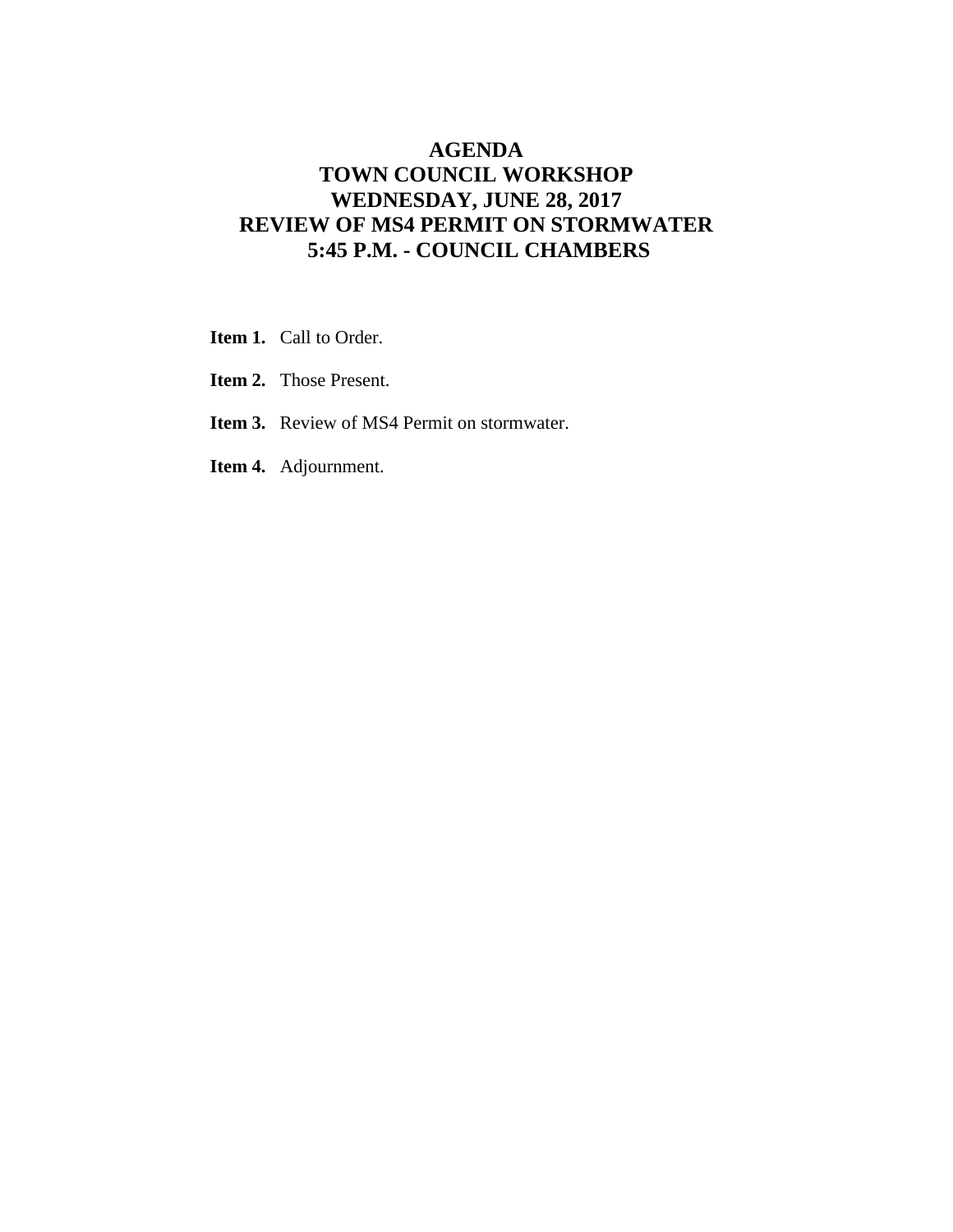# AGENDA
# TOWN COUNCIL WORKSHOP
# WEDNESDAY, JUNE 28, 2017
# REVIEW OF MS4 PERMIT ON STORMWATER
# 5:45 P.M. - COUNCIL CHAMBERS

**Item 1.** Call to Order.

**Item 2.** Those Present.

**Item 3.** Review of MS4 Permit on stormwater.

**Item 4.** Adjournment.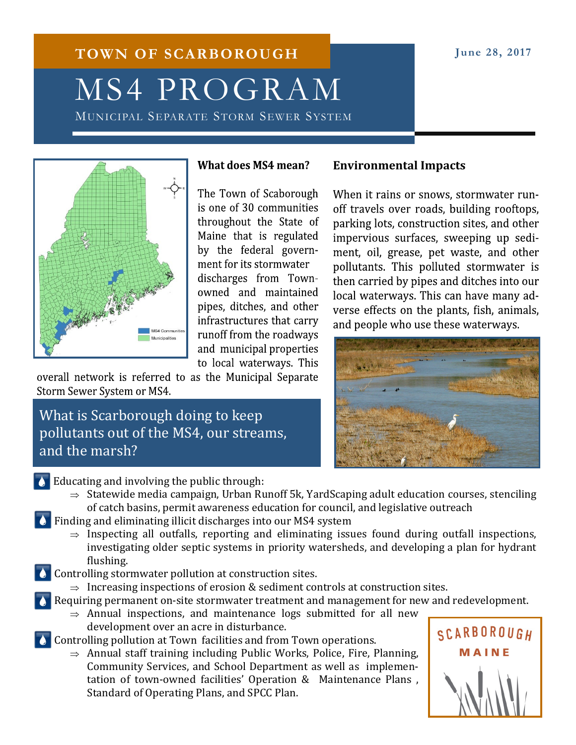# TOWN OF SCARBOROUGH

June 28, 2017

# MS4 PROGRAM

MUNICIPAL SEPARATE STORM SEWER SYSTEM

MS4 Communities
Municipalities

### What does MS4 mean?

The Town of Scaborough is one of 30 communities throughout the State of Maine that is regulated by the federal government for its stormwater discharges from Town-owned and maintained pipes, ditches, and other infrastructures that carry runoff from the roadways and municipal properties to local waterways. This overall network is referred to as the Municipal Separate Storm Sewer System or MS4.

### Environmental Impacts

When it rains or snows, stormwater runoff travels over roads, building rooftops, parking lots, construction sites, and other impervious surfaces, sweeping up sediment, oil, grease, pet waste, and other pollutants. This polluted stormwater is then carried by pipes and ditches into our local waterways. This can have many adverse effects on the plants, fish, animals, and people who use these waterways.

## What is Scarborough doing to keep pollutants out of the MS4, our streams, and the marsh?

- Educating and involving the public through:
  - ⇒ Statewide media campaign, Urban Runoff 5k, YardScaping adult education courses, stenciling of catch basins, permit awareness education for council, and legislative outreach
- Finding and eliminating illicit discharges into our MS4 system
  - ⇒ Inspecting all outfalls, reporting and eliminating issues found during outfall inspections, investigating older septic systems in priority watersheds, and developing a plan for hydrant flushing.
- Controlling stormwater pollution at construction sites.
  - ⇒ Increasing inspections of erosion & sediment controls at construction sites.
- Requiring permanent on-site stormwater treatment and management for new and redevelopment.
  - ⇒ Annual inspections, and maintenance logs submitted for all new development over an acre in disturbance.
- Controlling pollution at Town facilities and from Town operations.
  - ⇒ Annual staff training including Public Works, Police, Fire, Planning, Community Services, and School Department as well as implementation of town-owned facilities' Operation & Maintenance Plans , Standard of Operating Plans, and SPCC Plan.

SCARBOROUGH MAINE